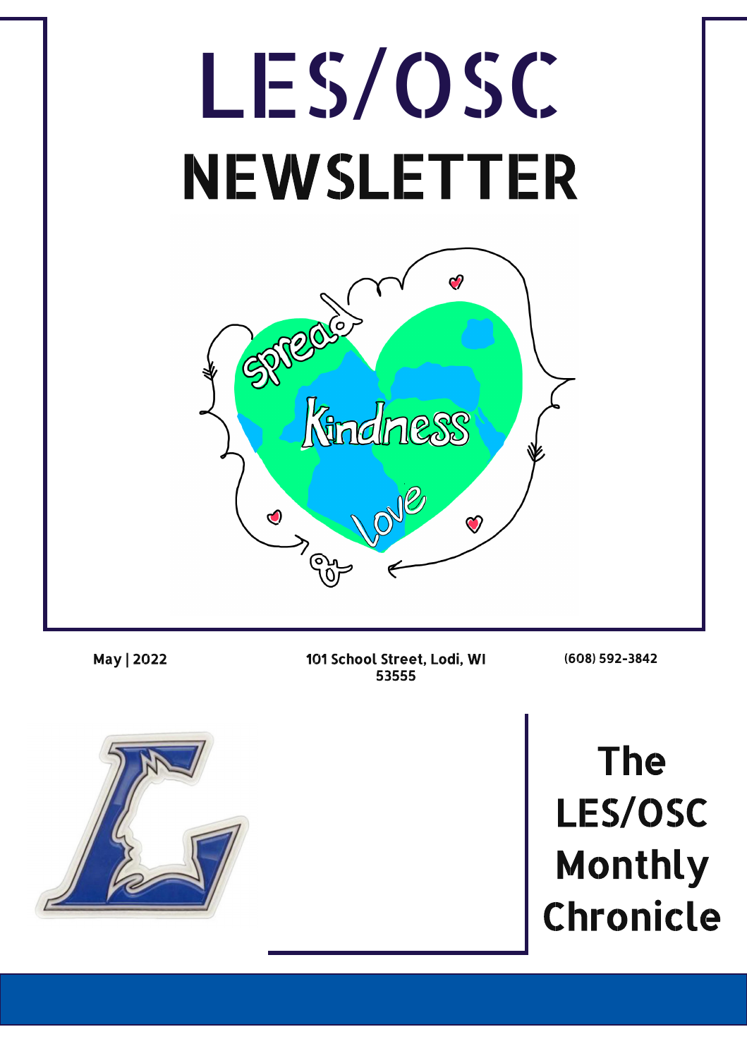# LES/OSC

# NEWSLETTER

Spread Kindness & Love

May | 2022

101 School Street, Lodi, WI 53555

(608) 592-3842

## The LES/OSC Monthly Chronicle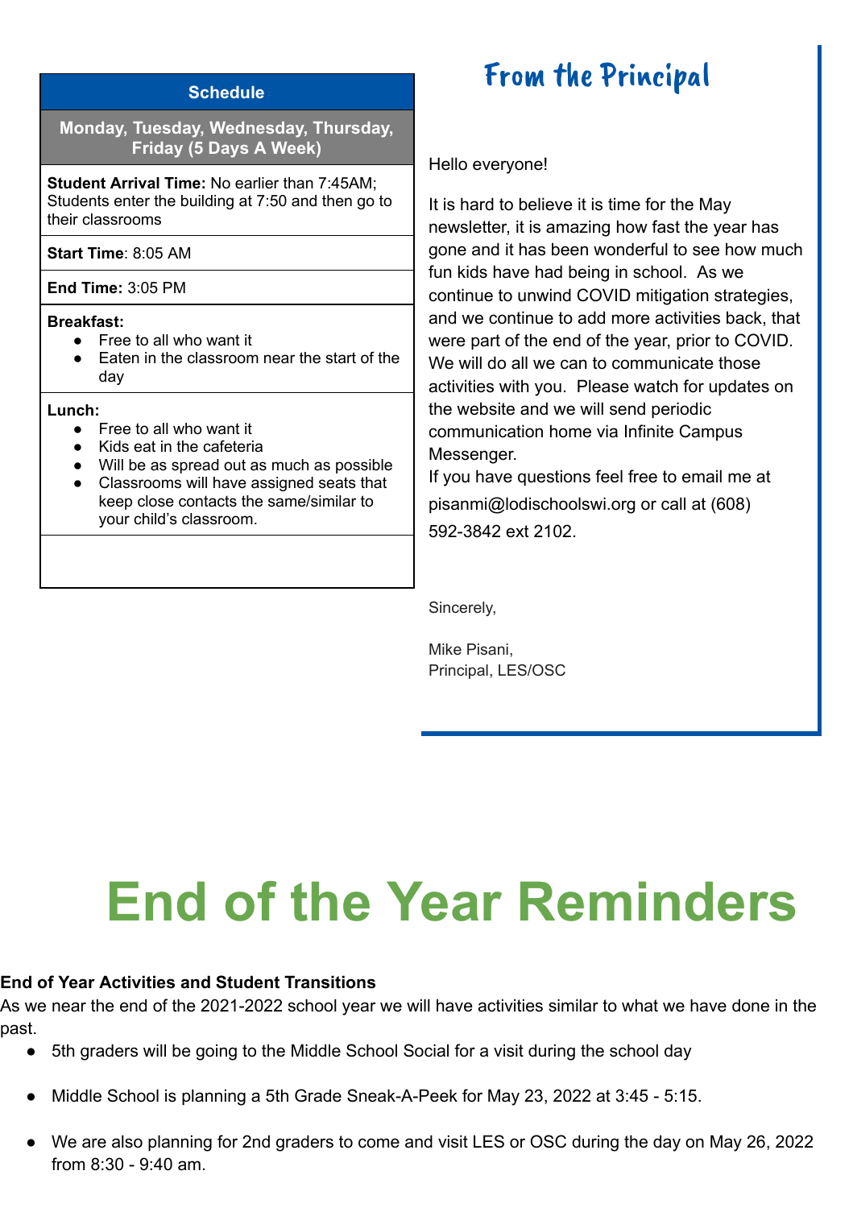| Schedule |
| --- |
| **Monday, Tuesday, Wednesday, Thursday, Friday (5 Days A Week)** |
| **Student Arrival Time:** No earlier than 7:45AM; Students enter the building at 7:50 and then go to their classrooms |
| **Start Time**: 8:05 AM |
| **End Time:** 3:05 PM |
| **Breakfast:** • Free to all who want it • Eaten in the classroom near the start of the day |
| **Lunch:** • Free to all who want it • Kids eat in the cafeteria • Will be as spread out as much as possible • Classrooms will have assigned seats that keep close contacts the same/similar to your child's classroom. |
| |

## From the Principal

Hello everyone!

It is hard to believe it is time for the May newsletter, it is amazing how fast the year has gone and it has been wonderful to see how much fun kids have had being in school. As we continue to unwind COVID mitigation strategies, and we continue to add more activities back, that were part of the end of the year, prior to COVID. We will do all we can to communicate those activities with you. Please watch for updates on the website and we will send periodic communication home via Infinite Campus Messenger.

If you have questions feel free to email me at pisanmi@lodischoolswi.org or call at (608) 592-3842 ext 2102.

Sincerely,

Mike Pisani,
Principal, LES/OSC

# End of the Year Reminders

**End of Year Activities and Student Transitions**

As we near the end of the 2021-2022 school year we will have activities similar to what we have done in the past.

- 5th graders will be going to the Middle School Social for a visit during the school day
- Middle School is planning a 5th Grade Sneak-A-Peek for May 23, 2022 at 3:45 - 5:15.
- We are also planning for 2nd graders to come and visit LES or OSC during the day on May 26, 2022 from 8:30 - 9:40 am.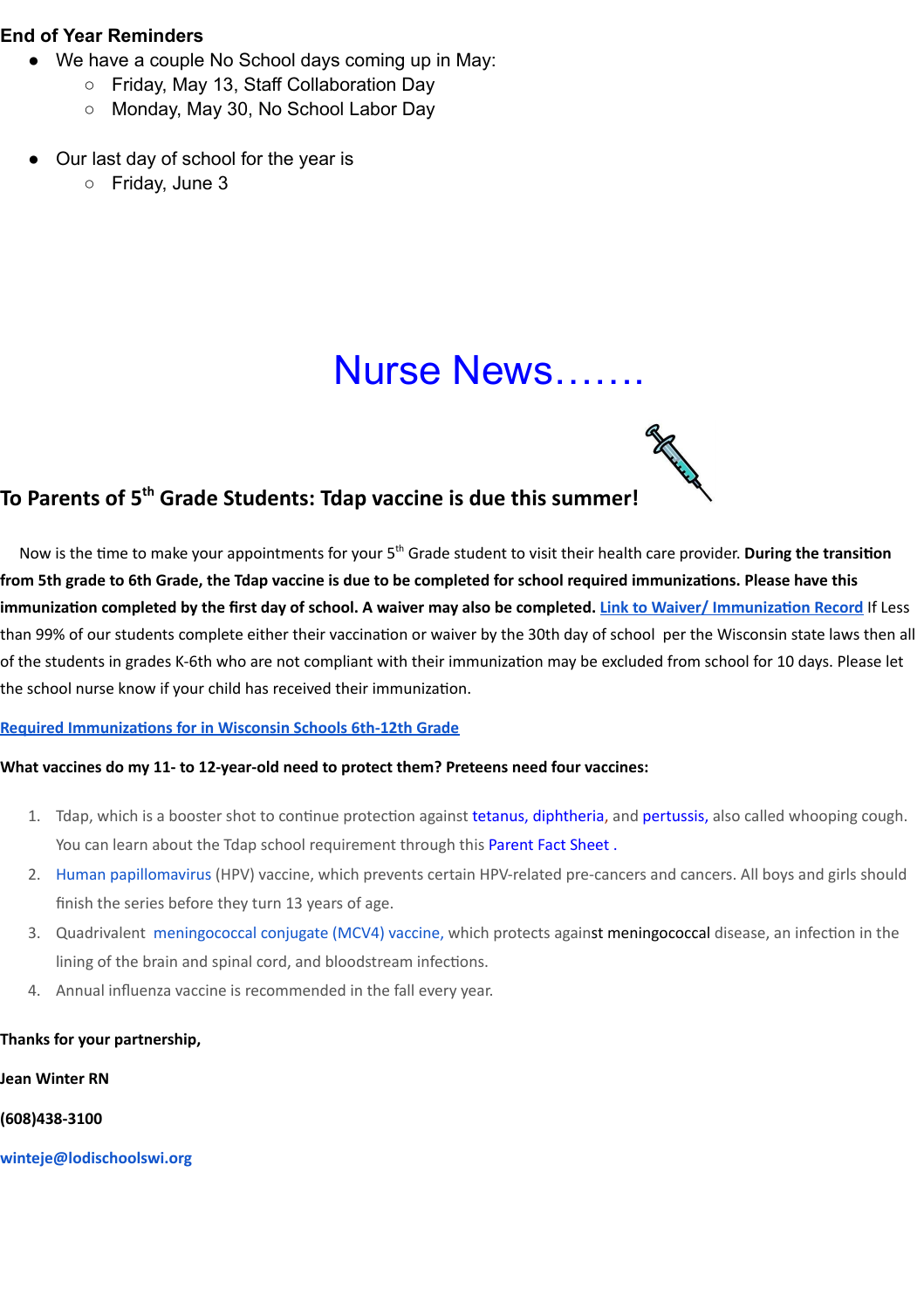### End of Year Reminders

- We have a couple No School days coming up in May:
  - Friday, May 13, Staff Collaboration Day
  - Monday, May 30, No School Labor Day

- Our last day of school for the year is
  - Friday, June 3

# Nurse News…….

## To Parents of 5th Grade Students: Tdap vaccine is due this summer!

Now is the time to make your appointments for your 5th Grade student to visit their health care provider. **During the transition from 5th grade to 6th Grade, the Tdap vaccine is due to be completed for school required immunizations. Please have this immunization completed by the first day of school. A waiver may also be completed.** Link to Waiver/ Immunization Record If Less than 99% of our students complete either their vaccination or waiver by the 30th day of school per the Wisconsin state laws then all of the students in grades K-6th who are not compliant with their immunization may be excluded from school for 10 days. Please let the school nurse know if your child has received their immunization.

**Required Immunizations for in Wisconsin Schools 6th-12th Grade**

**What vaccines do my 11- to 12-year-old need to protect them? Preteens need four vaccines:**

1. Tdap, which is a booster shot to continue protection against tetanus, diphtheria, and pertussis, also called whooping cough. You can learn about the Tdap school requirement through this Parent Fact Sheet .
2. Human papillomavirus (HPV) vaccine, which prevents certain HPV-related pre-cancers and cancers. All boys and girls should finish the series before they turn 13 years of age.
3. Quadrivalent meningococcal conjugate (MCV4) vaccine, which protects against meningococcal disease, an infection in the lining of the brain and spinal cord, and bloodstream infections.
4. Annual influenza vaccine is recommended in the fall every year.

**Thanks for your partnership,**

**Jean Winter RN**

**(608)438-3100**

**winteje@lodischoolswi.org**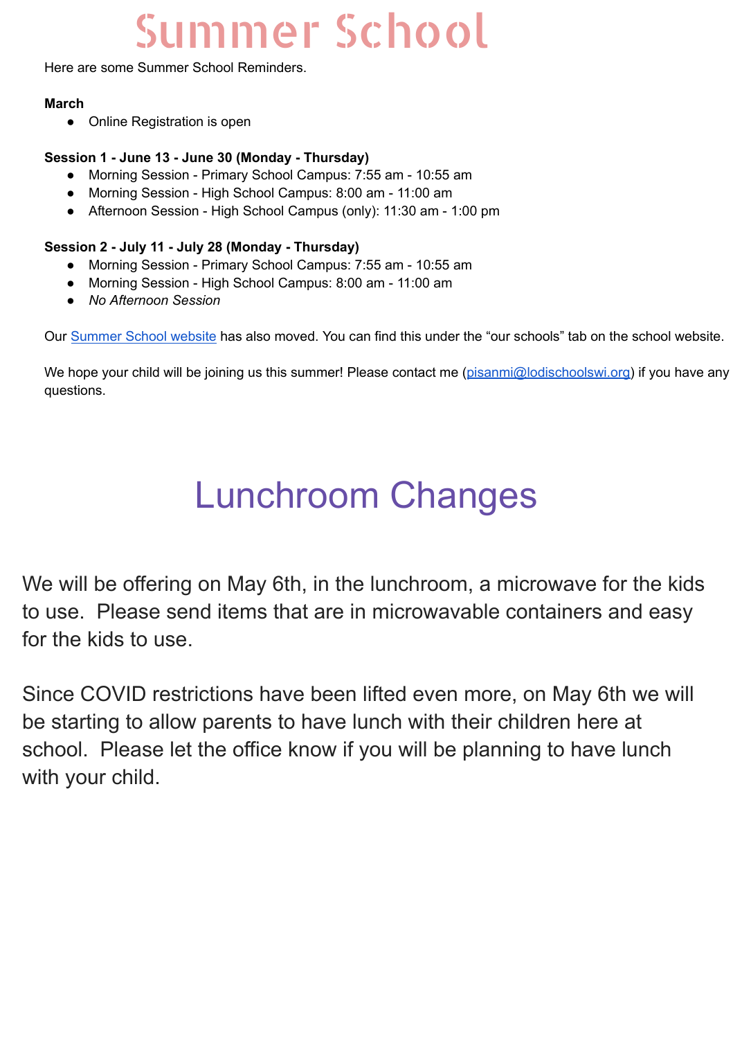# Summer School

Here are some Summer School Reminders.

**March**

- Online Registration is open

**Session 1 - June 13 - June 30 (Monday - Thursday)**

- Morning Session - Primary School Campus: 7:55 am - 10:55 am
- Morning Session - High School Campus: 8:00 am - 11:00 am
- Afternoon Session - High School Campus (only): 11:30 am - 1:00 pm

**Session 2 - July 11 - July 28 (Monday - Thursday)**

- Morning Session - Primary School Campus: 7:55 am - 10:55 am
- Morning Session - High School Campus: 8:00 am - 11:00 am
- *No Afternoon Session*

Our Summer School website has also moved. You can find this under the "our schools" tab on the school website.

We hope your child will be joining us this summer! Please contact me (pisanmi@lodischoolswi.org) if you have any questions.

# Lunchroom Changes

We will be offering on May 6th, in the lunchroom, a microwave for the kids to use. Please send items that are in microwavable containers and easy for the kids to use.

Since COVID restrictions have been lifted even more, on May 6th we will be starting to allow parents to have lunch with their children here at school. Please let the office know if you will be planning to have lunch with your child.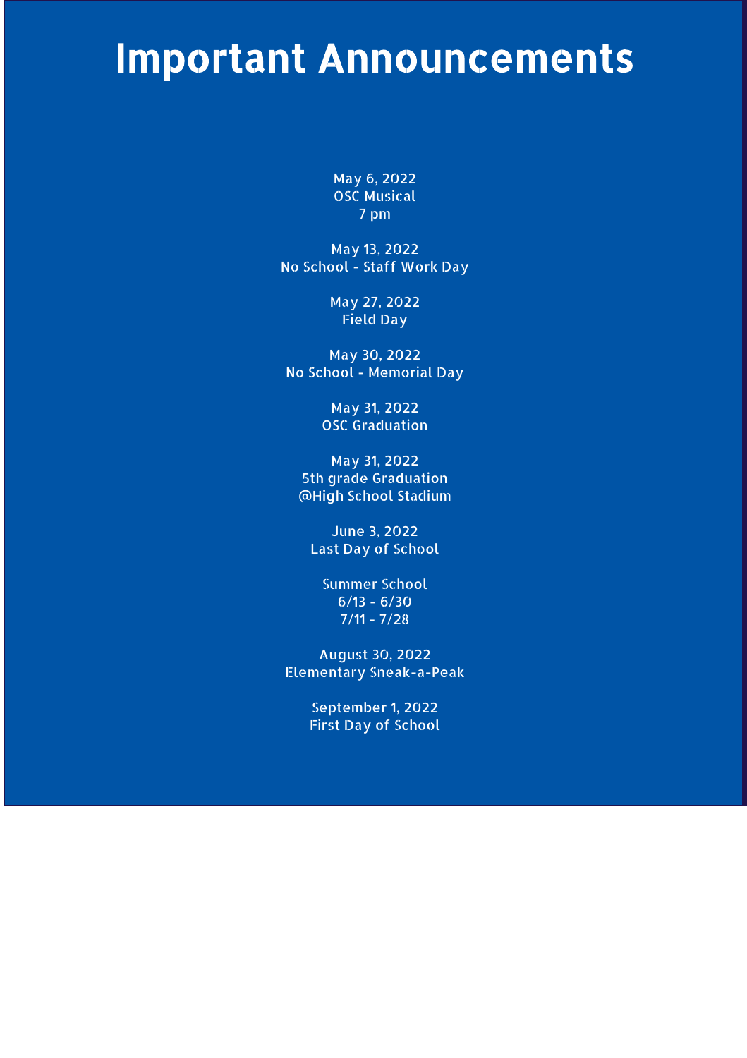# Important Announcements

May 6, 2022
OSC Musical
7 pm

May 13, 2022
No School - Staff Work Day

May 27, 2022
Field Day

May 30, 2022
No School - Memorial Day

May 31, 2022
OSC Graduation

May 31, 2022
5th grade Graduation
@High School Stadium

June 3, 2022
Last Day of School

Summer School
6/13 - 6/30
7/11 - 7/28

August 30, 2022
Elementary Sneak-a-Peak

September 1, 2022
First Day of School